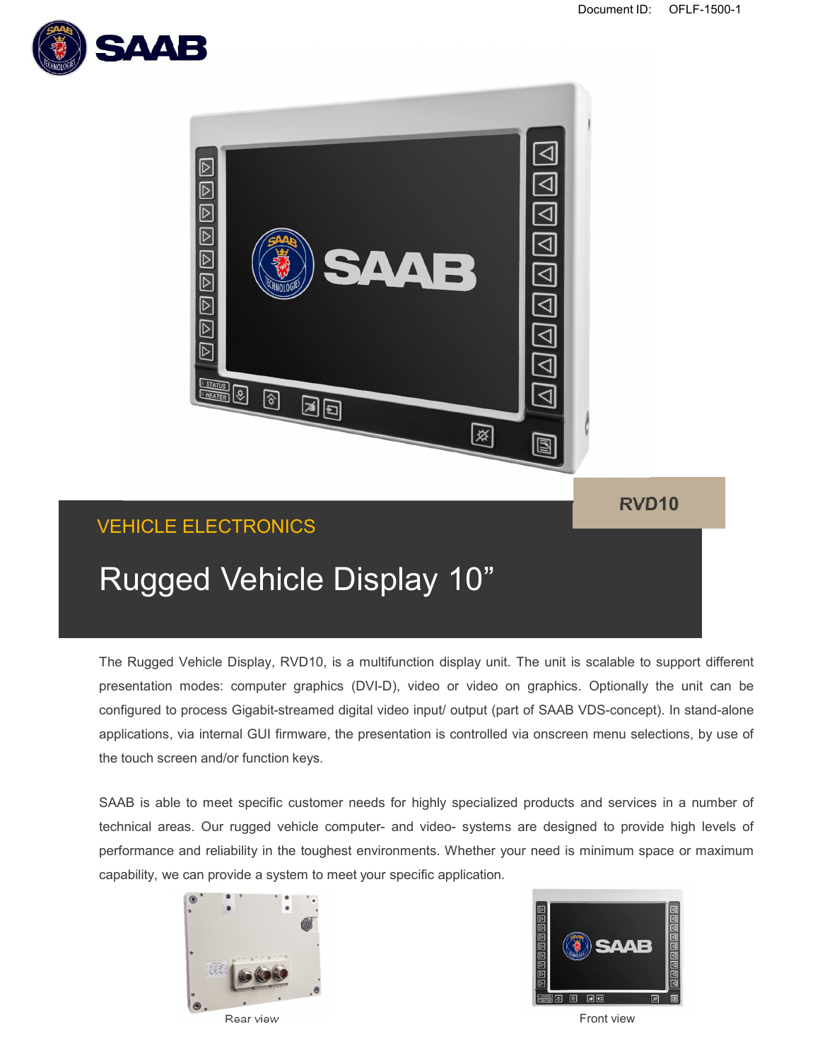Document ID: OFLF-1500-1

RVD10

VEHICLE ELECTRONICS

# Rugged Vehicle Display 10”

The Rugged Vehicle Display, RVD10, is a multifunction display unit. The unit is scalable to support different presentation modes: computer graphics (DVI-D), video or video on graphics. Optionally the unit can be configured to process Gigabit-streamed digital video input/ output (part of SAAB VDS-concept). In stand-alone applications, via internal GUI firmware, the presentation is controlled via onscreen menu selections, by use of the touch screen and/or function keys.

SAAB is able to meet specific customer needs for highly specialized products and services in a number of technical areas. Our rugged vehicle computer- and video- systems are designed to provide high levels of performance and reliability in the toughest environments. Whether your need is minimum space or maximum capability, we can provide a system to meet your specific application.

Rear view

Front view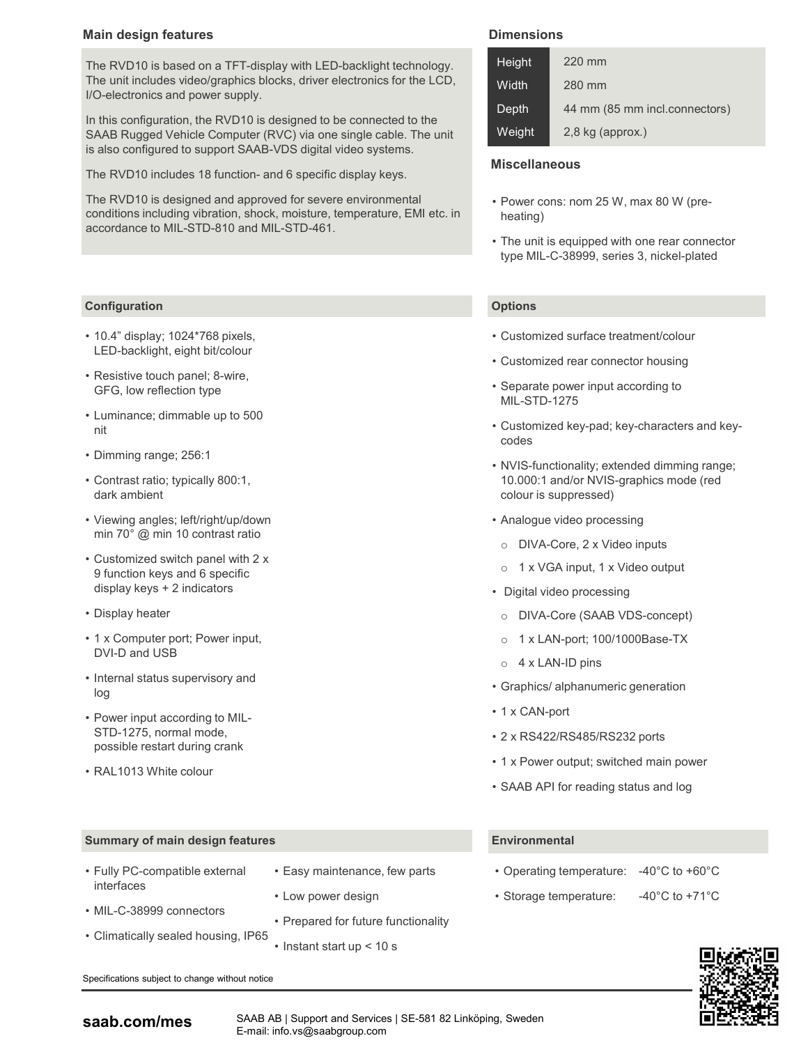## Main design features

The RVD10 is based on a TFT-display with LED-backlight technology. The unit includes video/graphics blocks, driver electronics for the LCD, I/O-electronics and power supply.

In this configuration, the RVD10 is designed to be connected to the SAAB Rugged Vehicle Computer (RVC) via one single cable. The unit is also configured to support SAAB-VDS digital video systems.

The RVD10 includes 18 function- and 6 specific display keys.

The RVD10 is designed and approved for severe environmental conditions including vibration, shock, moisture, temperature, EMI etc. in accordance to MIL-STD-810 and MIL-STD-461.

## Dimensions

| | |
|---|---|
| Height | 220 mm |
| Width | 280 mm |
| Depth | 44 mm (85 mm incl.connectors) |
| Weight | 2,8 kg (approx.) |

## Miscellaneous

- Power cons: nom 25 W, max 80 W (pre-heating)
- The unit is equipped with one rear connector type MIL-C-38999, series 3, nickel-plated

## Configuration

- 10.4” display; 1024*768 pixels, LED-backlight, eight bit/colour
- Resistive touch panel; 8-wire, GFG, low reflection type
- Luminance; dimmable up to 500 nit
- Dimming range; 256:1
- Contrast ratio; typically 800:1, dark ambient
- Viewing angles; left/right/up/down min 70° @ min 10 contrast ratio
- Customized switch panel with 2 x 9 function keys and 6 specific display keys + 2 indicators
- Display heater
- 1 x Computer port; Power input, DVI-D and USB
- Internal status supervisory and log
- Power input according to MIL-STD-1275, normal mode, possible restart during crank
- RAL1013 White colour

## Options

- Customized surface treatment/colour
- Customized rear connector housing
- Separate power input according to MIL-STD-1275
- Customized key-pad; key-characters and key-codes
- NVIS-functionality; extended dimming range; 10.000:1 and/or NVIS-graphics mode (red colour is suppressed)
- Analogue video processing
  - DIVA-Core, 2 x Video inputs
  - 1 x VGA input, 1 x Video output
- Digital video processing
  - DIVA-Core (SAAB VDS-concept)
  - 1 x LAN-port; 100/1000Base-TX
  - 4 x LAN-ID pins
- Graphics/ alphanumeric generation
- 1 x CAN-port
- 2 x RS422/RS485/RS232 ports
- 1 x Power output; switched main power
- SAAB API for reading status and log

## Summary of main design features

- Fully PC-compatible external interfaces
- MIL-C-38999 connectors
- Climatically sealed housing, IP65
- Easy maintenance, few parts
- Low power design
- Prepared for future functionality
- Instant start up < 10 s

## Environmental

- Operating temperature: -40°C to +60°C
- Storage temperature: -40°C to +71°C

Specifications subject to change without notice

**saab.com/mes**

SAAB AB | Support and Services | SE-581 82 Linköping, Sweden
E-mail: info.vs@saabgroup.com